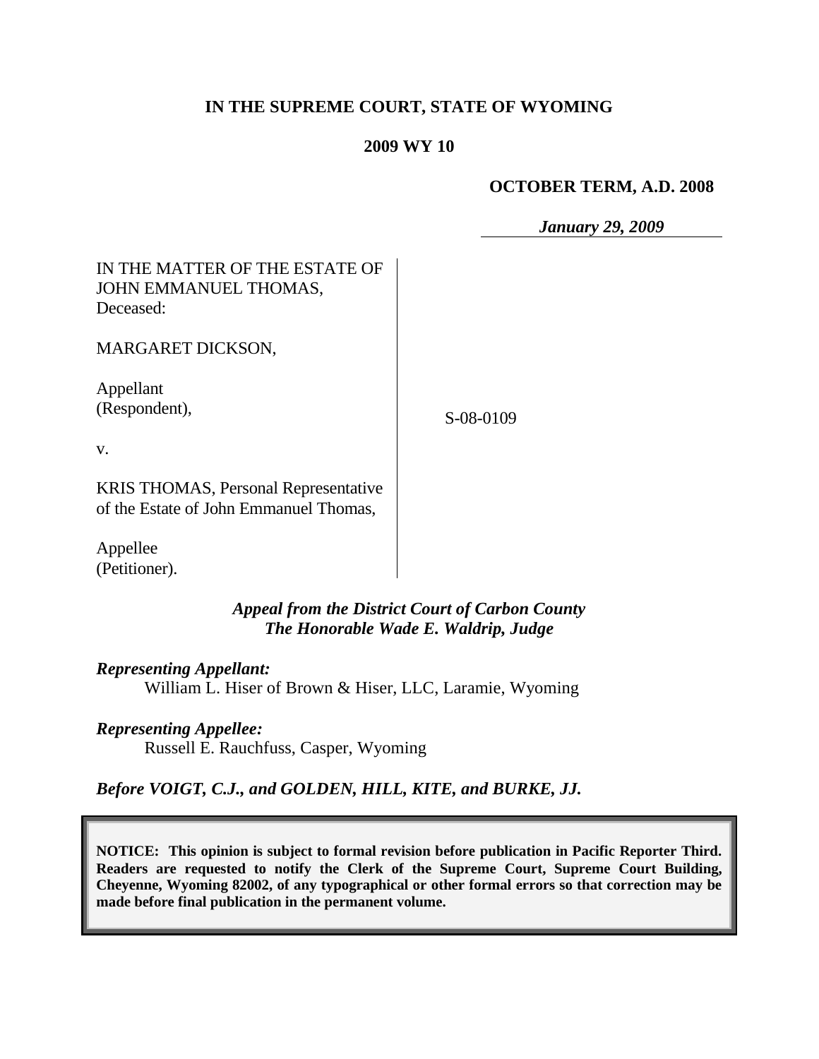**IN THE SUPREME COURT, STATE OF WYOMING**

**2009 WY 10**

**OCTOBER TERM, A.D. 2008**

***January 29, 2009***

IN THE MATTER OF THE ESTATE OF JOHN EMMANUEL THOMAS, Deceased:

MARGARET DICKSON,

Appellant (Respondent),

v.

KRIS THOMAS, Personal Representative of the Estate of John Emmanuel Thomas,

Appellee (Petitioner).

S-08-0109

***Appeal from the District Court of Carbon County***
***The Honorable Wade E. Waldrip, Judge***

***Representing Appellant:***
William L. Hiser of Brown & Hiser, LLC, Laramie, Wyoming

***Representing Appellee:***
Russell E. Rauchfuss, Casper, Wyoming

***Before VOIGT, C.J., and GOLDEN, HILL, KITE, and BURKE, JJ.***

**NOTICE: This opinion is subject to formal revision before publication in Pacific Reporter Third. Readers are requested to notify the Clerk of the Supreme Court, Supreme Court Building, Cheyenne, Wyoming 82002, of any typographical or other formal errors so that correction may be made before final publication in the permanent volume.**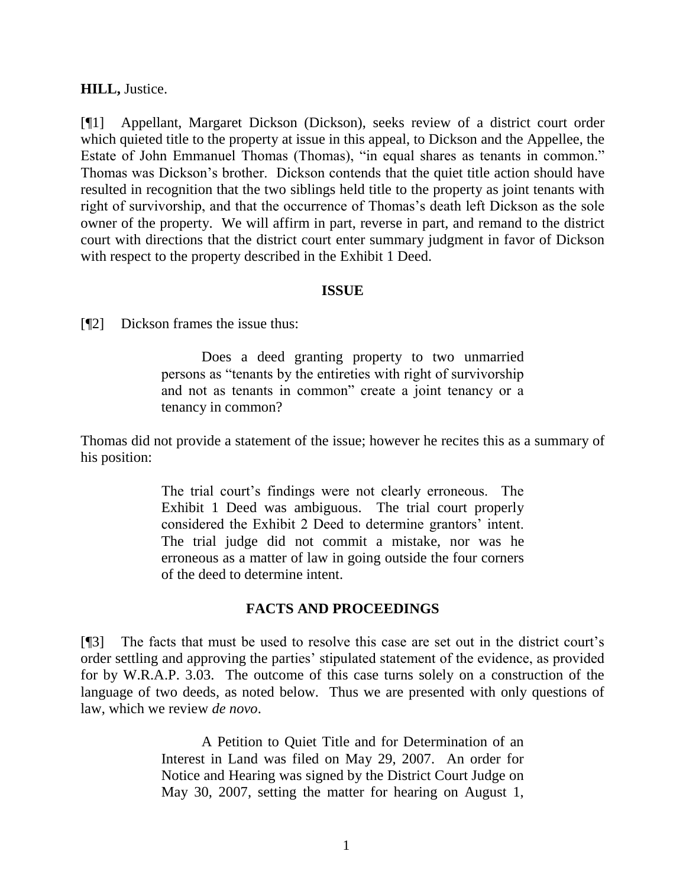**HILL,** Justice.

[¶1] Appellant, Margaret Dickson (Dickson), seeks review of a district court order which quieted title to the property at issue in this appeal, to Dickson and the Appellee, the Estate of John Emmanuel Thomas (Thomas), "in equal shares as tenants in common." Thomas was Dickson's brother. Dickson contends that the quiet title action should have resulted in recognition that the two siblings held title to the property as joint tenants with right of survivorship, and that the occurrence of Thomas's death left Dickson as the sole owner of the property. We will affirm in part, reverse in part, and remand to the district court with directions that the district court enter summary judgment in favor of Dickson with respect to the property described in the Exhibit 1 Deed.

## ISSUE

[¶2] Dickson frames the issue thus:

> Does a deed granting property to two unmarried persons as "tenants by the entireties with right of survivorship and not as tenants in common" create a joint tenancy or a tenancy in common?

Thomas did not provide a statement of the issue; however he recites this as a summary of his position:

> The trial court's findings were not clearly erroneous. The Exhibit 1 Deed was ambiguous. The trial court properly considered the Exhibit 2 Deed to determine grantors' intent. The trial judge did not commit a mistake, nor was he erroneous as a matter of law in going outside the four corners of the deed to determine intent.

## FACTS AND PROCEEDINGS

[¶3] The facts that must be used to resolve this case are set out in the district court's order settling and approving the parties' stipulated statement of the evidence, as provided for by W.R.A.P. 3.03. The outcome of this case turns solely on a construction of the language of two deeds, as noted below. Thus we are presented with only questions of law, which we review *de novo*.

> A Petition to Quiet Title and for Determination of an Interest in Land was filed on May 29, 2007. An order for Notice and Hearing was signed by the District Court Judge on May 30, 2007, setting the matter for hearing on August 1,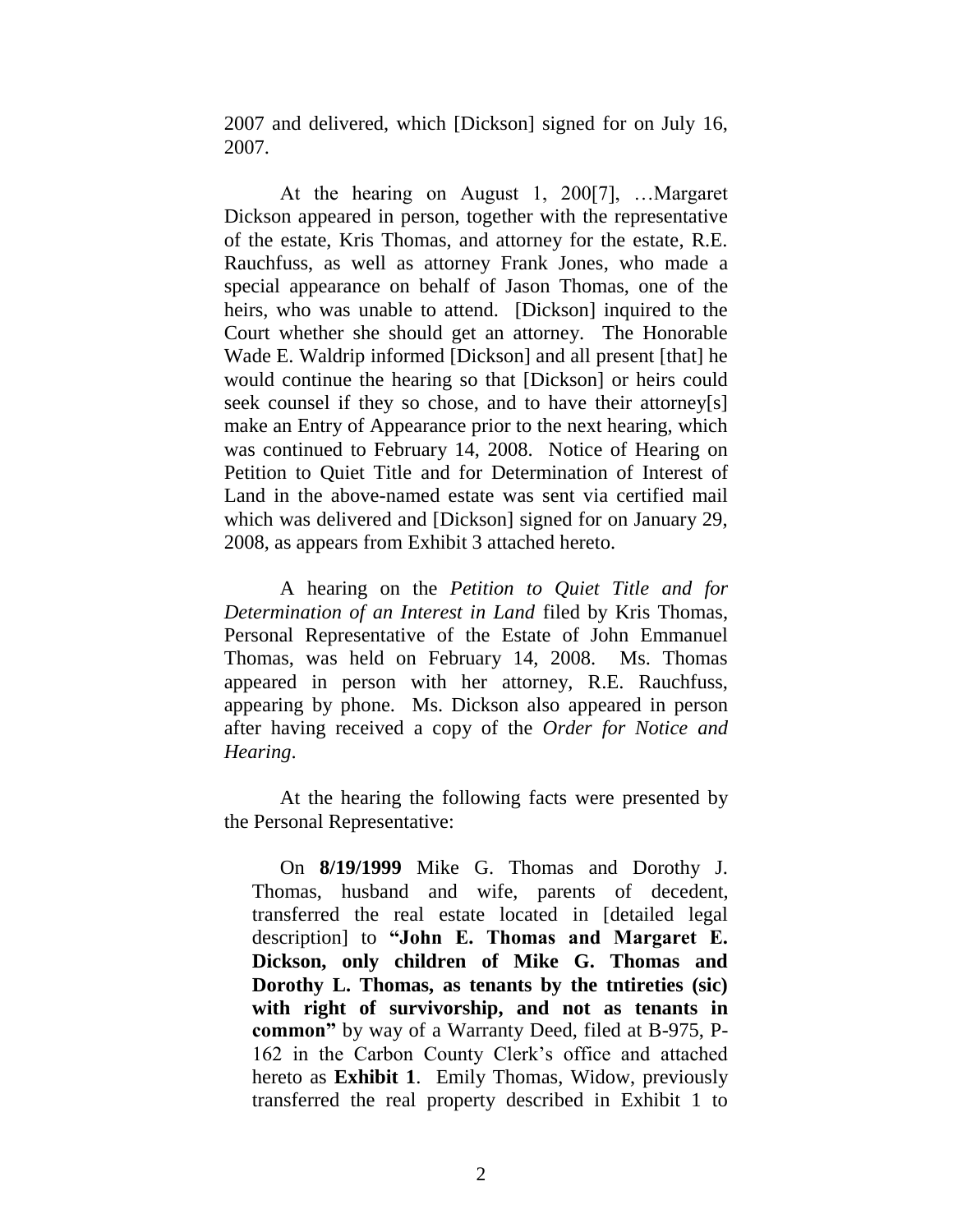2007 and delivered, which [Dickson] signed for on July 16, 2007.

At the hearing on August 1, 200[7], …Margaret Dickson appeared in person, together with the representative of the estate, Kris Thomas, and attorney for the estate, R.E. Rauchfuss, as well as attorney Frank Jones, who made a special appearance on behalf of Jason Thomas, one of the heirs, who was unable to attend. [Dickson] inquired to the Court whether she should get an attorney. The Honorable Wade E. Waldrip informed [Dickson] and all present [that] he would continue the hearing so that [Dickson] or heirs could seek counsel if they so chose, and to have their attorney[s] make an Entry of Appearance prior to the next hearing, which was continued to February 14, 2008. Notice of Hearing on Petition to Quiet Title and for Determination of Interest of Land in the above-named estate was sent via certified mail which was delivered and [Dickson] signed for on January 29, 2008, as appears from Exhibit 3 attached hereto.

A hearing on the *Petition to Quiet Title and for Determination of an Interest in Land* filed by Kris Thomas, Personal Representative of the Estate of John Emmanuel Thomas, was held on February 14, 2008. Ms. Thomas appeared in person with her attorney, R.E. Rauchfuss, appearing by phone. Ms. Dickson also appeared in person after having received a copy of the *Order for Notice and Hearing*.

At the hearing the following facts were presented by the Personal Representative:

> On **8/19/1999** Mike G. Thomas and Dorothy J. Thomas, husband and wife, parents of decedent, transferred the real estate located in [detailed legal description] to **"John E. Thomas and Margaret E. Dickson, only children of Mike G. Thomas and Dorothy L. Thomas, as tenants by the tntireties (sic) with right of survivorship, and not as tenants in common"** by way of a Warranty Deed, filed at B-975, P-162 in the Carbon County Clerk's office and attached hereto as **Exhibit 1**. Emily Thomas, Widow, previously transferred the real property described in Exhibit 1 to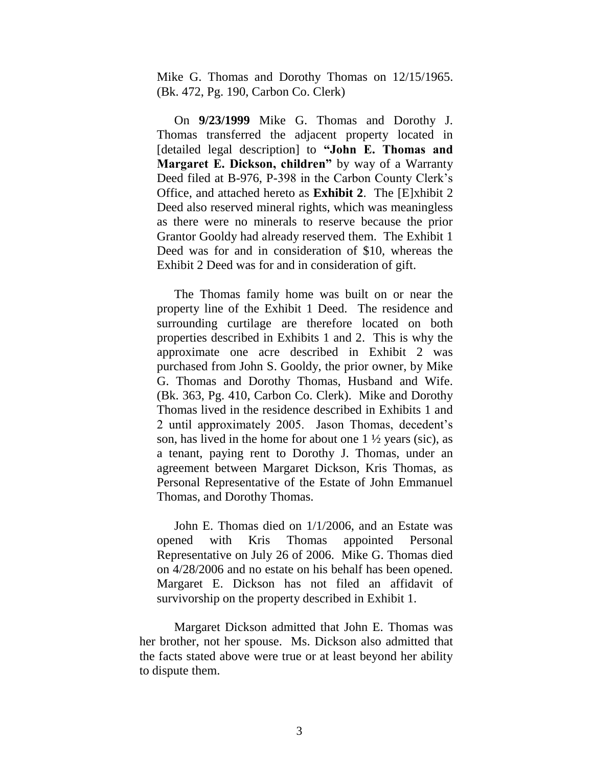Mike G. Thomas and Dorothy Thomas on 12/15/1965. (Bk. 472, Pg. 190, Carbon Co. Clerk)

On **9/23/1999** Mike G. Thomas and Dorothy J. Thomas transferred the adjacent property located in [detailed legal description] to **"John E. Thomas and Margaret E. Dickson, children"** by way of a Warranty Deed filed at B-976, P-398 in the Carbon County Clerk's Office, and attached hereto as **Exhibit 2**. The [E]xhibit 2 Deed also reserved mineral rights, which was meaningless as there were no minerals to reserve because the prior Grantor Gooldy had already reserved them. The Exhibit 1 Deed was for and in consideration of $10, whereas the Exhibit 2 Deed was for and in consideration of gift.

The Thomas family home was built on or near the property line of the Exhibit 1 Deed. The residence and surrounding curtilage are therefore located on both properties described in Exhibits 1 and 2. This is why the approximate one acre described in Exhibit 2 was purchased from John S. Gooldy, the prior owner, by Mike G. Thomas and Dorothy Thomas, Husband and Wife. (Bk. 363, Pg. 410, Carbon Co. Clerk). Mike and Dorothy Thomas lived in the residence described in Exhibits 1 and 2 until approximately 2005. Jason Thomas, decedent's son, has lived in the home for about one 1 ½ years (sic), as a tenant, paying rent to Dorothy J. Thomas, under an agreement between Margaret Dickson, Kris Thomas, as Personal Representative of the Estate of John Emmanuel Thomas, and Dorothy Thomas.

John E. Thomas died on 1/1/2006, and an Estate was opened with Kris Thomas appointed Personal Representative on July 26 of 2006. Mike G. Thomas died on 4/28/2006 and no estate on his behalf has been opened. Margaret E. Dickson has not filed an affidavit of survivorship on the property described in Exhibit 1.

Margaret Dickson admitted that John E. Thomas was her brother, not her spouse. Ms. Dickson also admitted that the facts stated above were true or at least beyond her ability to dispute them.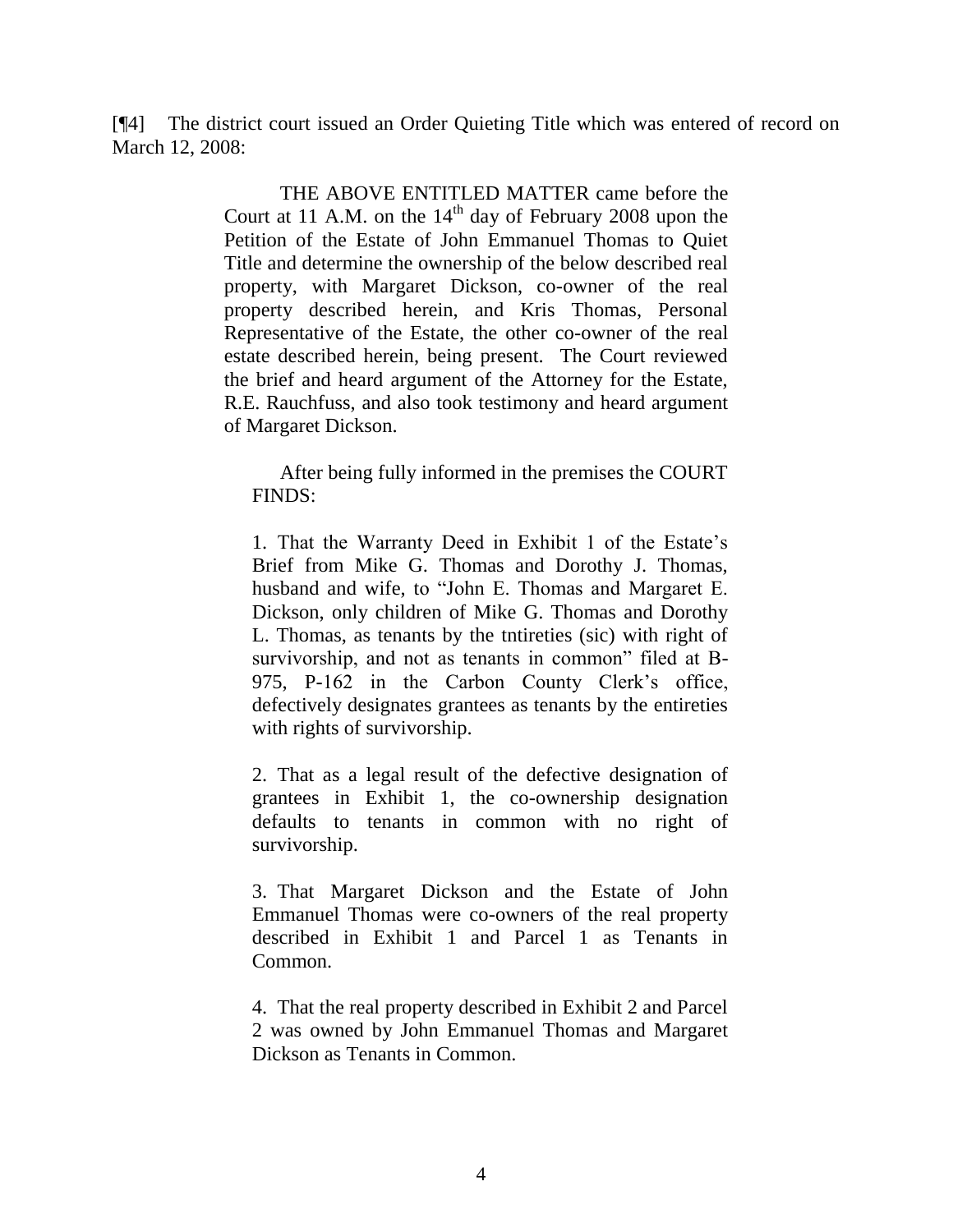[¶4] The district court issued an Order Quieting Title which was entered of record on March 12, 2008:

> THE ABOVE ENTITLED MATTER came before the Court at 11 A.M. on the 14th day of February 2008 upon the Petition of the Estate of John Emmanuel Thomas to Quiet Title and determine the ownership of the below described real property, with Margaret Dickson, co-owner of the real property described herein, and Kris Thomas, Personal Representative of the Estate, the other co-owner of the real estate described herein, being present. The Court reviewed the brief and heard argument of the Attorney for the Estate, R.E. Rauchfuss, and also took testimony and heard argument of Margaret Dickson.
>
> After being fully informed in the premises the COURT FINDS:
>
> 1. That the Warranty Deed in Exhibit 1 of the Estate's Brief from Mike G. Thomas and Dorothy J. Thomas, husband and wife, to "John E. Thomas and Margaret E. Dickson, only children of Mike G. Thomas and Dorothy L. Thomas, as tenants by the tntireties (sic) with right of survivorship, and not as tenants in common" filed at B-975, P-162 in the Carbon County Clerk's office, defectively designates grantees as tenants by the entireties with rights of survivorship.
>
> 2. That as a legal result of the defective designation of grantees in Exhibit 1, the co-ownership designation defaults to tenants in common with no right of survivorship.
>
> 3. That Margaret Dickson and the Estate of John Emmanuel Thomas were co-owners of the real property described in Exhibit 1 and Parcel 1 as Tenants in Common.
>
> 4. That the real property described in Exhibit 2 and Parcel 2 was owned by John Emmanuel Thomas and Margaret Dickson as Tenants in Common.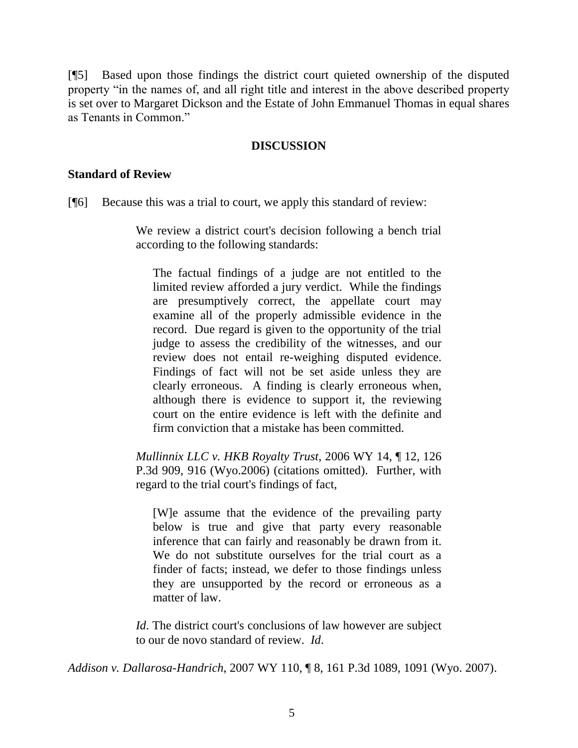[¶5] Based upon those findings the district court quieted ownership of the disputed property "in the names of, and all right title and interest in the above described property is set over to Margaret Dickson and the Estate of John Emmanuel Thomas in equal shares as Tenants in Common."

## DISCUSSION

### Standard of Review

[¶6] Because this was a trial to court, we apply this standard of review:

> We review a district court's decision following a bench trial according to the following standards:
>
> > The factual findings of a judge are not entitled to the limited review afforded a jury verdict. While the findings are presumptively correct, the appellate court may examine all of the properly admissible evidence in the record. Due regard is given to the opportunity of the trial judge to assess the credibility of the witnesses, and our review does not entail re-weighing disputed evidence. Findings of fact will not be set aside unless they are clearly erroneous. A finding is clearly erroneous when, although there is evidence to support it, the reviewing court on the entire evidence is left with the definite and firm conviction that a mistake has been committed.
>
> *Mullinnix LLC v. HKB Royalty Trust*, 2006 WY 14, ¶ 12, 126 P.3d 909, 916 (Wyo.2006) (citations omitted). Further, with regard to the trial court's findings of fact,
>
> > [W]e assume that the evidence of the prevailing party below is true and give that party every reasonable inference that can fairly and reasonably be drawn from it. We do not substitute ourselves for the trial court as a finder of facts; instead, we defer to those findings unless they are unsupported by the record or erroneous as a matter of law.
>
> *Id*. The district court's conclusions of law however are subject to our de novo standard of review. *Id*.

*Addison v. Dallarosa-Handrich*, 2007 WY 110, ¶ 8, 161 P.3d 1089, 1091 (Wyo. 2007).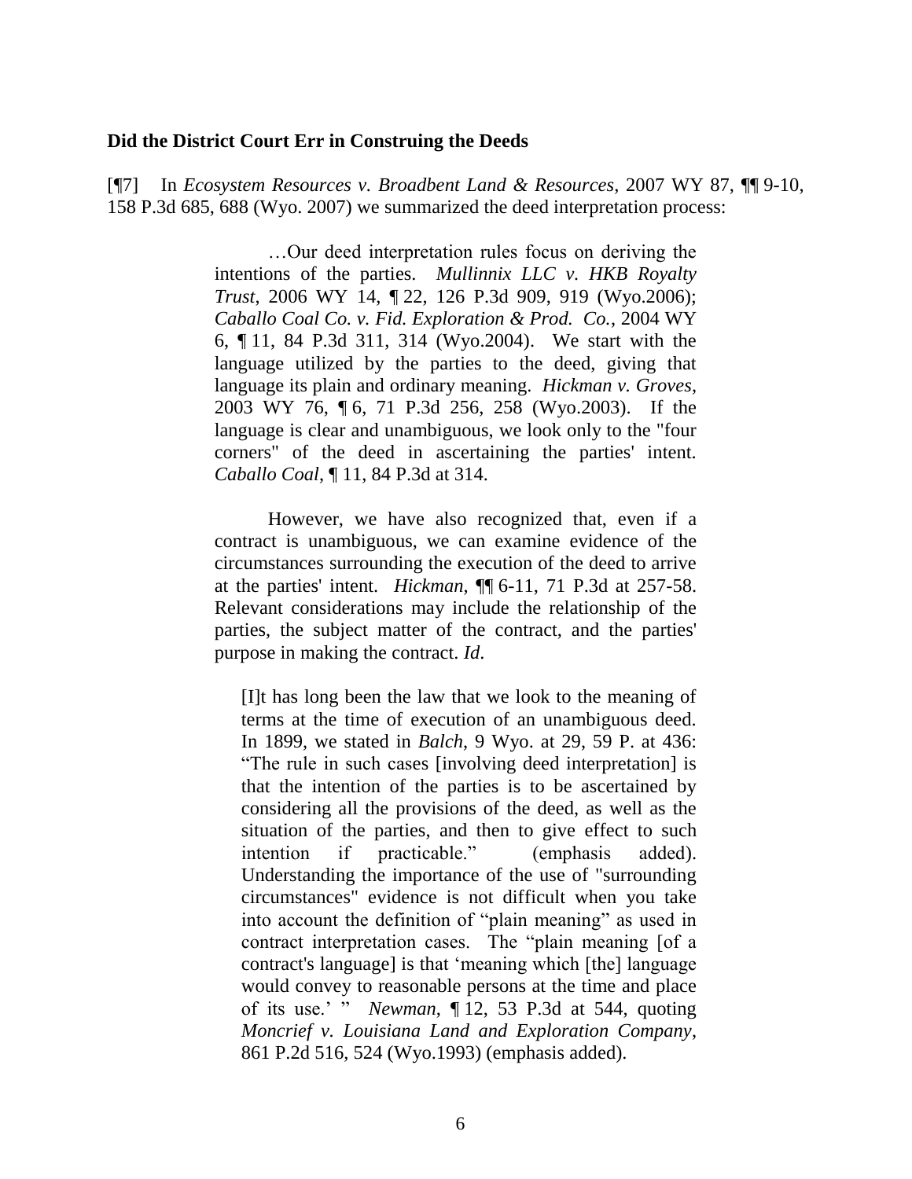**Did the District Court Err in Construing the Deeds**

[¶7] In *Ecosystem Resources v. Broadbent Land & Resources*, 2007 WY 87, ¶¶ 9-10, 158 P.3d 685, 688 (Wyo. 2007) we summarized the deed interpretation process:

> …Our deed interpretation rules focus on deriving the intentions of the parties. *Mullinnix LLC v. HKB Royalty Trust*, 2006 WY 14, ¶ 22, 126 P.3d 909, 919 (Wyo.2006); *Caballo Coal Co. v. Fid. Exploration & Prod. Co.*, 2004 WY 6, ¶ 11, 84 P.3d 311, 314 (Wyo.2004). We start with the language utilized by the parties to the deed, giving that language its plain and ordinary meaning. *Hickman v. Groves*, 2003 WY 76, ¶ 6, 71 P.3d 256, 258 (Wyo.2003). If the language is clear and unambiguous, we look only to the "four corners" of the deed in ascertaining the parties' intent. *Caballo Coal*, ¶ 11, 84 P.3d at 314.
>
> However, we have also recognized that, even if a contract is unambiguous, we can examine evidence of the circumstances surrounding the execution of the deed to arrive at the parties' intent. *Hickman*, ¶¶ 6-11, 71 P.3d at 257-58. Relevant considerations may include the relationship of the parties, the subject matter of the contract, and the parties' purpose in making the contract. *Id*.
>
>> [I]t has long been the law that we look to the meaning of terms at the time of execution of an unambiguous deed. In 1899, we stated in *Balch*, 9 Wyo. at 29, 59 P. at 436: "The rule in such cases [involving deed interpretation] is that the intention of the parties is to be ascertained by considering all the provisions of the deed, as well as the situation of the parties, and then to give effect to such intention if practicable." (emphasis added). Understanding the importance of the use of "surrounding circumstances" evidence is not difficult when you take into account the definition of "plain meaning" as used in contract interpretation cases. The "plain meaning [of a contract's language] is that 'meaning which [the] language would convey to reasonable persons at the time and place of its use.' " *Newman*, ¶ 12, 53 P.3d at 544, quoting *Moncrief v. Louisiana Land and Exploration Company*, 861 P.2d 516, 524 (Wyo.1993) (emphasis added).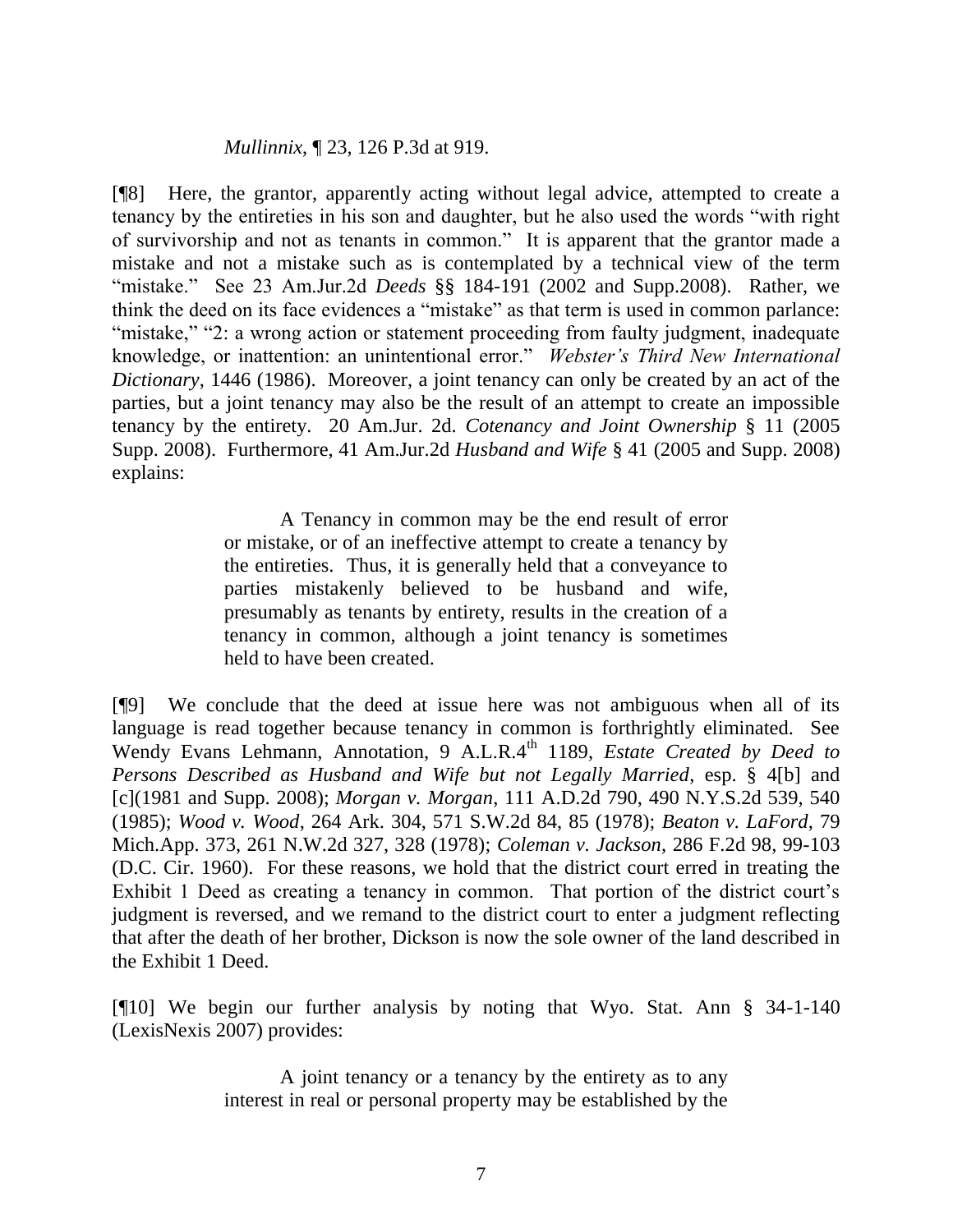*Mullinnix*, ¶ 23, 126 P.3d at 919.

[¶8] Here, the grantor, apparently acting without legal advice, attempted to create a tenancy by the entireties in his son and daughter, but he also used the words "with right of survivorship and not as tenants in common." It is apparent that the grantor made a mistake and not a mistake such as is contemplated by a technical view of the term "mistake." See 23 Am.Jur.2d *Deeds* §§ 184-191 (2002 and Supp.2008). Rather, we think the deed on its face evidences a "mistake" as that term is used in common parlance: "mistake," "2: a wrong action or statement proceeding from faulty judgment, inadequate knowledge, or inattention: an unintentional error." *Webster's Third New International Dictionary*, 1446 (1986). Moreover, a joint tenancy can only be created by an act of the parties, but a joint tenancy may also be the result of an attempt to create an impossible tenancy by the entirety. 20 Am.Jur. 2d. *Cotenancy and Joint Ownership* § 11 (2005 Supp. 2008). Furthermore, 41 Am.Jur.2d *Husband and Wife* § 41 (2005 and Supp. 2008) explains:

> A Tenancy in common may be the end result of error or mistake, or of an ineffective attempt to create a tenancy by the entireties. Thus, it is generally held that a conveyance to parties mistakenly believed to be husband and wife, presumably as tenants by entirety, results in the creation of a tenancy in common, although a joint tenancy is sometimes held to have been created.

[¶9] We conclude that the deed at issue here was not ambiguous when all of its language is read together because tenancy in common is forthrightly eliminated. See Wendy Evans Lehmann, Annotation, 9 A.L.R.4th 1189, *Estate Created by Deed to Persons Described as Husband and Wife but not Legally Married*, esp. § 4[b] and [c](1981 and Supp. 2008); *Morgan v. Morgan*, 111 A.D.2d 790, 490 N.Y.S.2d 539, 540 (1985); *Wood v. Wood*, 264 Ark. 304, 571 S.W.2d 84, 85 (1978); *Beaton v. LaFord*, 79 Mich.App. 373, 261 N.W.2d 327, 328 (1978); *Coleman v. Jackson*, 286 F.2d 98, 99-103 (D.C. Cir. 1960). For these reasons, we hold that the district court erred in treating the Exhibit 1 Deed as creating a tenancy in common. That portion of the district court's judgment is reversed, and we remand to the district court to enter a judgment reflecting that after the death of her brother, Dickson is now the sole owner of the land described in the Exhibit 1 Deed.

[¶10] We begin our further analysis by noting that Wyo. Stat. Ann § 34-1-140 (LexisNexis 2007) provides:

> A joint tenancy or a tenancy by the entirety as to any interest in real or personal property may be established by the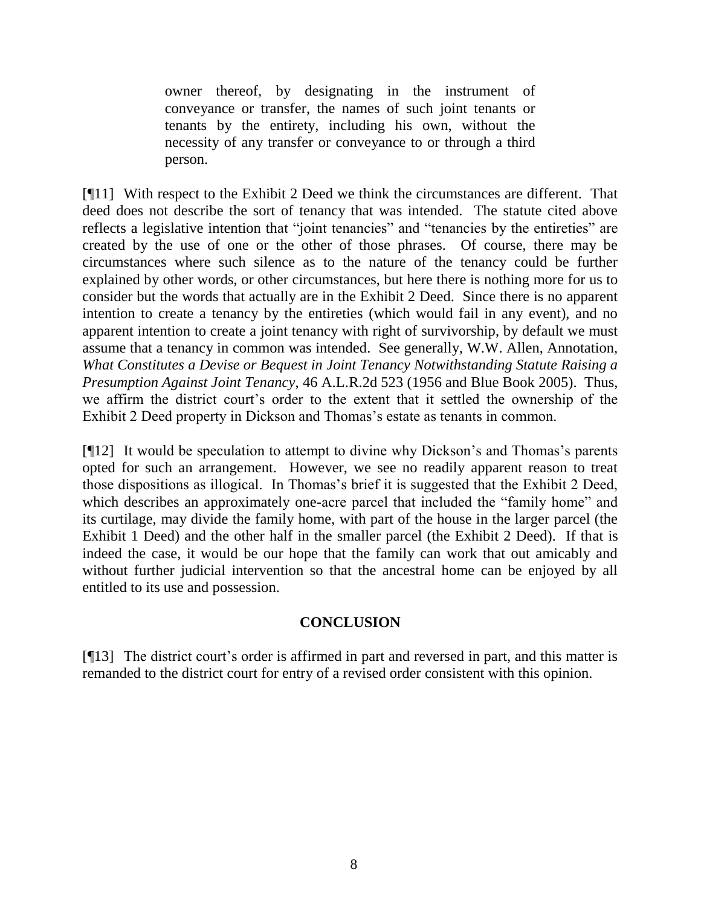> owner thereof, by designating in the instrument of conveyance or transfer, the names of such joint tenants or tenants by the entirety, including his own, without the necessity of any transfer or conveyance to or through a third person.

[¶11] With respect to the Exhibit 2 Deed we think the circumstances are different. That deed does not describe the sort of tenancy that was intended. The statute cited above reflects a legislative intention that "joint tenancies" and "tenancies by the entireties" are created by the use of one or the other of those phrases. Of course, there may be circumstances where such silence as to the nature of the tenancy could be further explained by other words, or other circumstances, but here there is nothing more for us to consider but the words that actually are in the Exhibit 2 Deed. Since there is no apparent intention to create a tenancy by the entireties (which would fail in any event), and no apparent intention to create a joint tenancy with right of survivorship, by default we must assume that a tenancy in common was intended. See generally, W.W. Allen, Annotation, *What Constitutes a Devise or Bequest in Joint Tenancy Notwithstanding Statute Raising a Presumption Against Joint Tenancy*, 46 A.L.R.2d 523 (1956 and Blue Book 2005). Thus, we affirm the district court's order to the extent that it settled the ownership of the Exhibit 2 Deed property in Dickson and Thomas's estate as tenants in common.

[¶12] It would be speculation to attempt to divine why Dickson's and Thomas's parents opted for such an arrangement. However, we see no readily apparent reason to treat those dispositions as illogical. In Thomas's brief it is suggested that the Exhibit 2 Deed, which describes an approximately one-acre parcel that included the "family home" and its curtilage, may divide the family home, with part of the house in the larger parcel (the Exhibit 1 Deed) and the other half in the smaller parcel (the Exhibit 2 Deed). If that is indeed the case, it would be our hope that the family can work that out amicably and without further judicial intervention so that the ancestral home can be enjoyed by all entitled to its use and possession.

## CONCLUSION

[¶13] The district court's order is affirmed in part and reversed in part, and this matter is remanded to the district court for entry of a revised order consistent with this opinion.